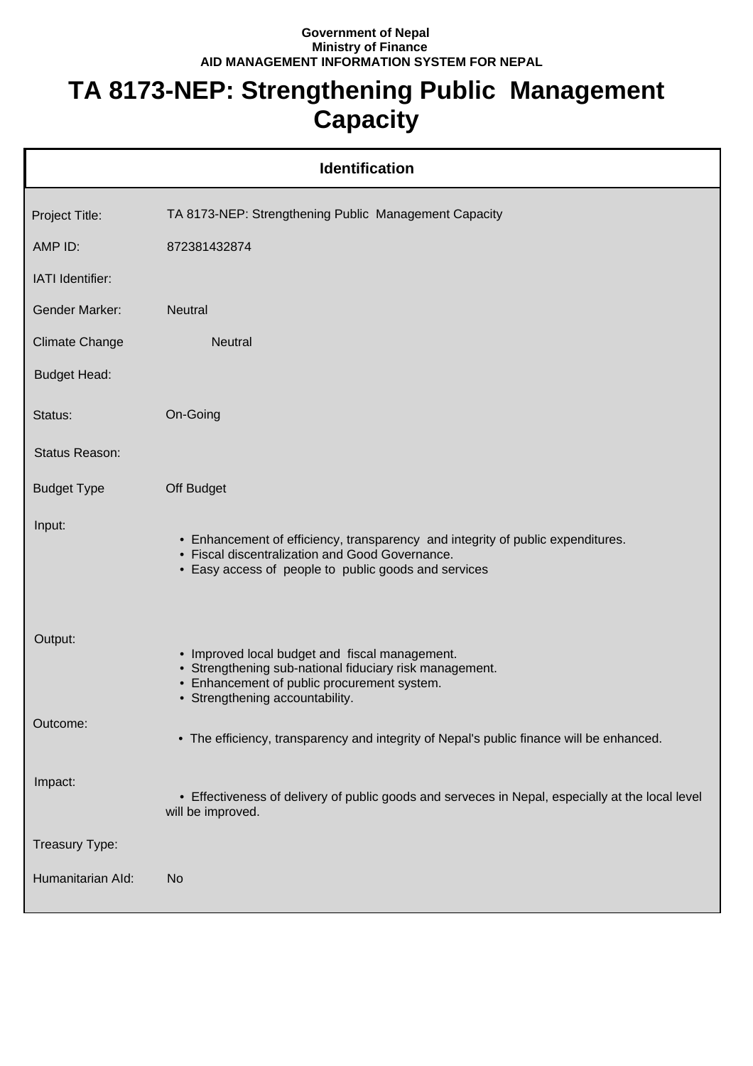**Government of Nepal**
**Ministry of Finance**
**AID MANAGEMENT INFORMATION SYSTEM FOR NEPAL**

# TA 8173-NEP: Strengthening Public Management Capacity

## Identification

| | |
|---|---|
| Project Title: | TA 8173-NEP: Strengthening Public Management Capacity |
| AMP ID: | 872381432874 |
| IATI Identifier: | |
| Gender Marker: | Neutral |
| Climate Change | Neutral |
| Budget Head: | |
| Status: | On-Going |
| Status Reason: | |
| Budget Type | Off Budget |
| Input: | • Enhancement of efficiency, transparency and integrity of public expenditures.<br>• Fiscal discentralization and Good Governance.<br>• Easy access of people to public goods and services |
| Output: | • Improved local budget and fiscal management.<br>• Strengthening sub-national fiduciary risk management.<br>• Enhancement of public procurement system.<br>• Strengthening accountability. |
| Outcome: | • The efficiency, transparency and integrity of Nepal's public finance will be enhanced. |
| Impact: | • Effectiveness of delivery of public goods and serveces in Nepal, especially at the local level will be improved. |
| Treasury Type: | |
| Humanitarian AId: | No |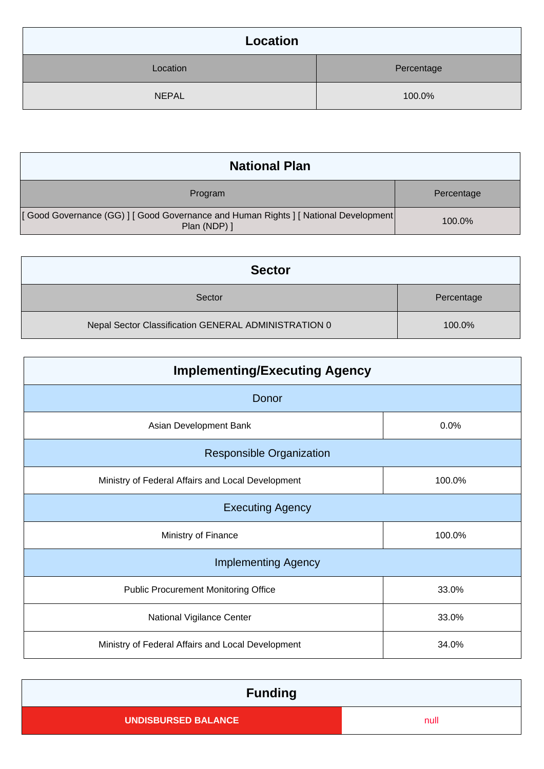## Location

| Location | Percentage |
| --- | --- |
| NEPAL | 100.0% |

## National Plan

| Program | Percentage |
| --- | --- |
| [ Good Governance (GG) ] [ Good Governance and Human Rights ] [ National Development Plan (NDP) ] | 100.0% |

## Sector

| Sector | Percentage |
| --- | --- |
| Nepal Sector Classification GENERAL ADMINISTRATION 0 | 100.0% |

## Implementing/Executing Agency

| Donor | |
| --- | --- |
| Asian Development Bank | 0.0% |
| **Responsible Organization** | |
| Ministry of Federal Affairs and Local Development | 100.0% |
| **Executing Agency** | |
| Ministry of Finance | 100.0% |
| **Implementing Agency** | |
| Public Procurement Monitoring Office | 33.0% |
| National Vigilance Center | 33.0% |
| Ministry of Federal Affairs and Local Development | 34.0% |

## Funding

| UNDISBURSED BALANCE | null |
| --- | --- |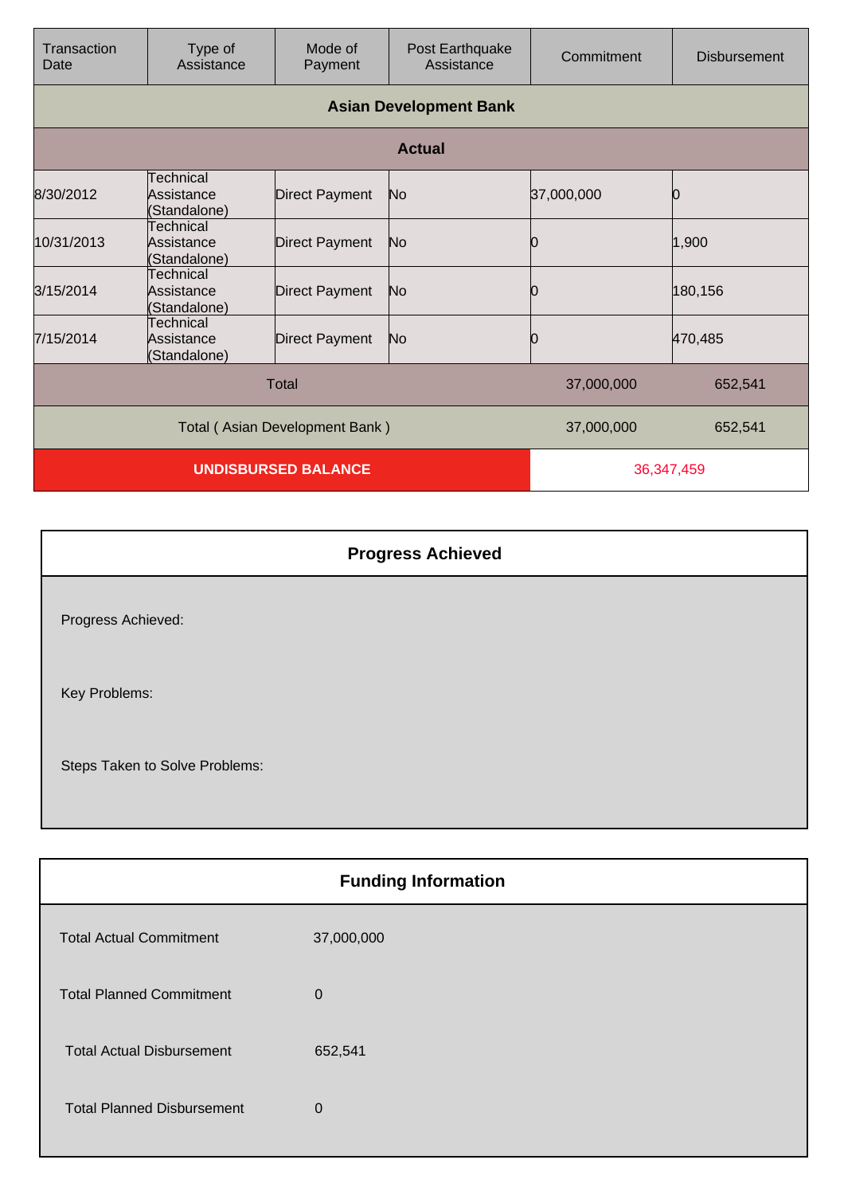| Transaction Date | Type of Assistance | Mode of Payment | Post Earthquake Assistance | Commitment | Disbursement |
|---|---|---|---|---|---|
| **Asian Development Bank** | | | | | |
| **Actual** | | | | | |
| 8/30/2012 | Technical Assistance (Standalone) | Direct Payment | No | 37,000,000 | 0 |
| 10/31/2013 | Technical Assistance (Standalone) | Direct Payment | No | 0 | 1,900 |
| 3/15/2014 | Technical Assistance (Standalone) | Direct Payment | No | 0 | 180,156 |
| 7/15/2014 | Technical Assistance (Standalone) | Direct Payment | No | 0 | 470,485 |
| Total | | | | 37,000,000 | 652,541 |
| Total ( Asian Development Bank ) | | | | 37,000,000 | 652,541 |
| **UNDISBURSED BALANCE** | | | | 36,347,459 | |

## Progress Achieved

Progress Achieved:

Key Problems:

Steps Taken to Solve Problems:

## Funding Information

| | |
|---|---|
| Total Actual Commitment | 37,000,000 |
| Total Planned Commitment | 0 |
| Total Actual Disbursement | 652,541 |
| Total Planned Disbursement | 0 |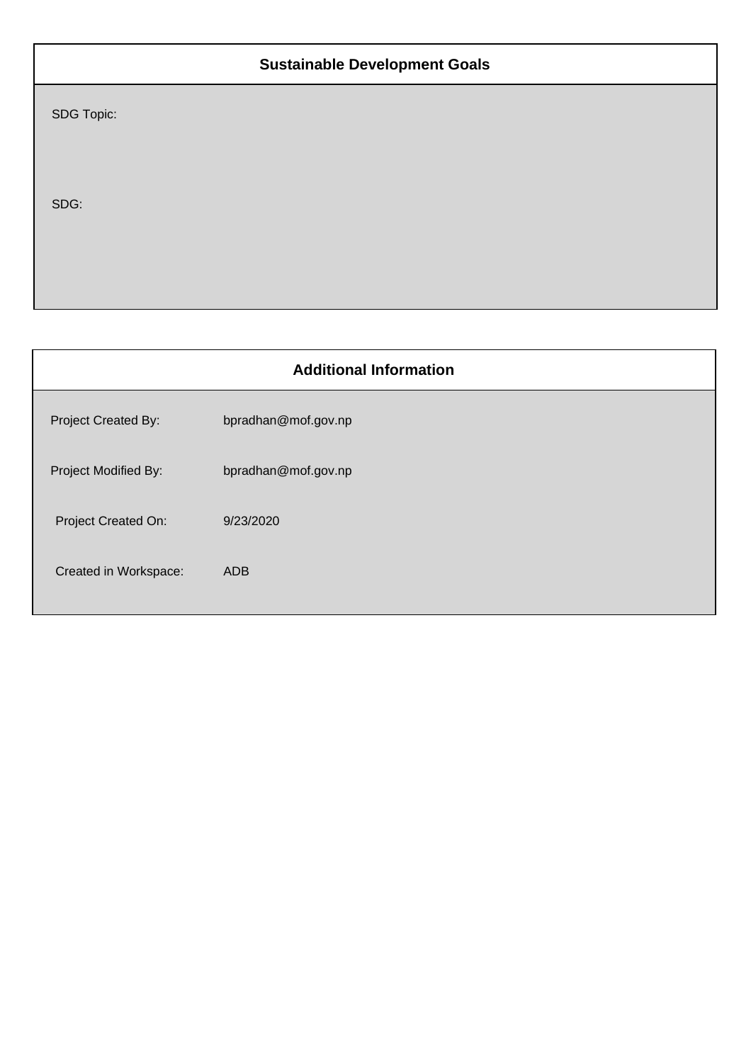## Sustainable Development Goals

SDG Topic:

SDG:

## Additional Information

| | |
|---|---|
| Project Created By: | bpradhan@mof.gov.np |
| Project Modified By: | bpradhan@mof.gov.np |
| Project Created On: | 9/23/2020 |
| Created in Workspace: | ADB |